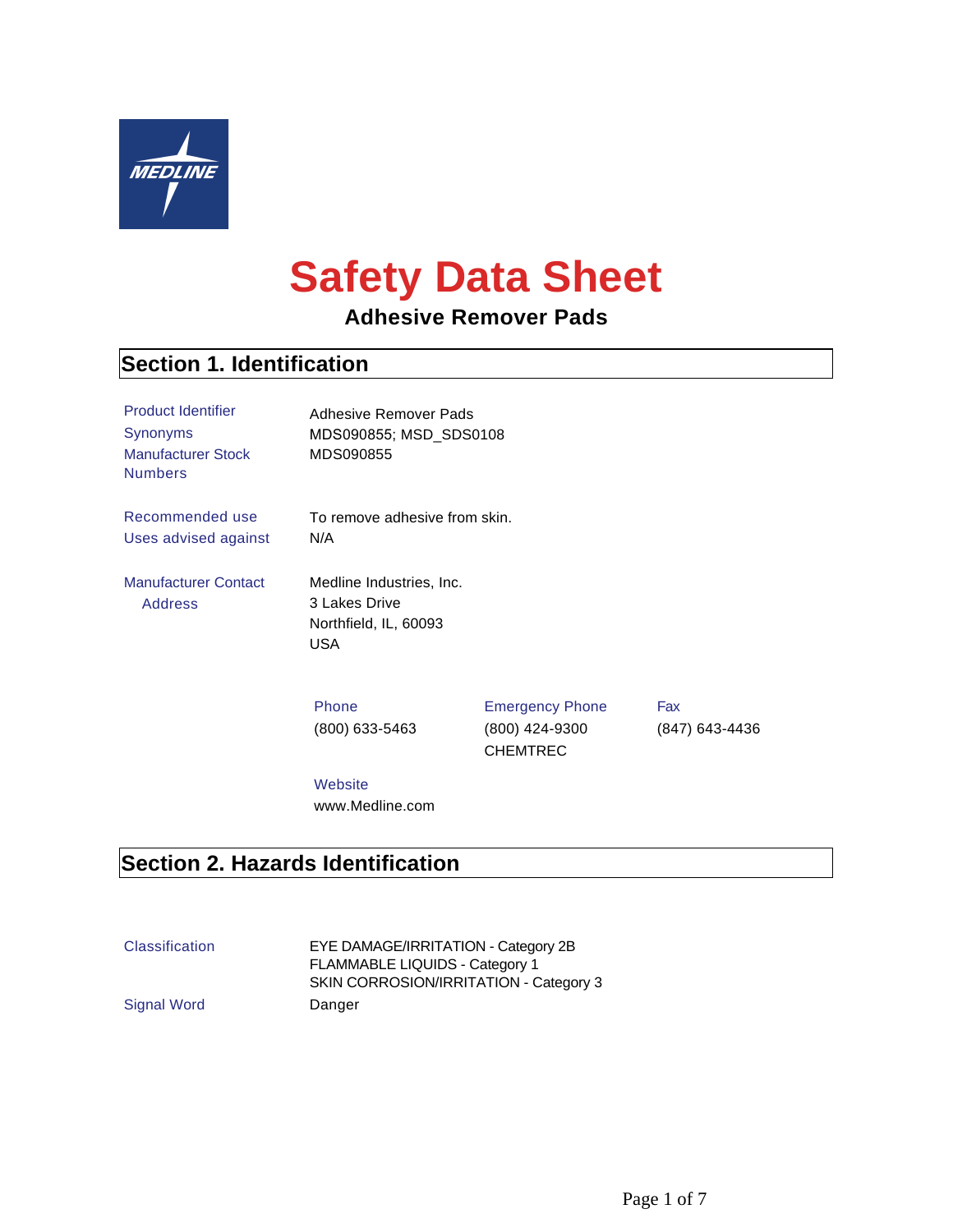# Safety Data Sheet

**Adhesive Remover Pads**

## Section 1. Identification

| | |
|---|---|
| Product Identifier | Adhesive Remover Pads |
| Synonyms | MDS090855; MSD_SDS0108 |
| Manufacturer Stock Numbers | MDS090855 |
| Recommended use | To remove adhesive from skin. |
| Uses advised against | N/A |
| Manufacturer Contact Address | Medline Industries, Inc.<br>3 Lakes Drive<br>Northfield, IL, 60093<br>USA |

| Phone | Emergency Phone | Fax |
|---|---|---|
| (800) 633-5463 | (800) 424-9300 CHEMTREC | (847) 643-4436 |

Website
www.Medline.com

## Section 2. Hazards Identification

| | |
|---|---|
| Classification | EYE DAMAGE/IRRITATION - Category 2B<br>FLAMMABLE LIQUIDS - Category 1<br>SKIN CORROSION/IRRITATION - Category 3 |
| Signal Word | Danger |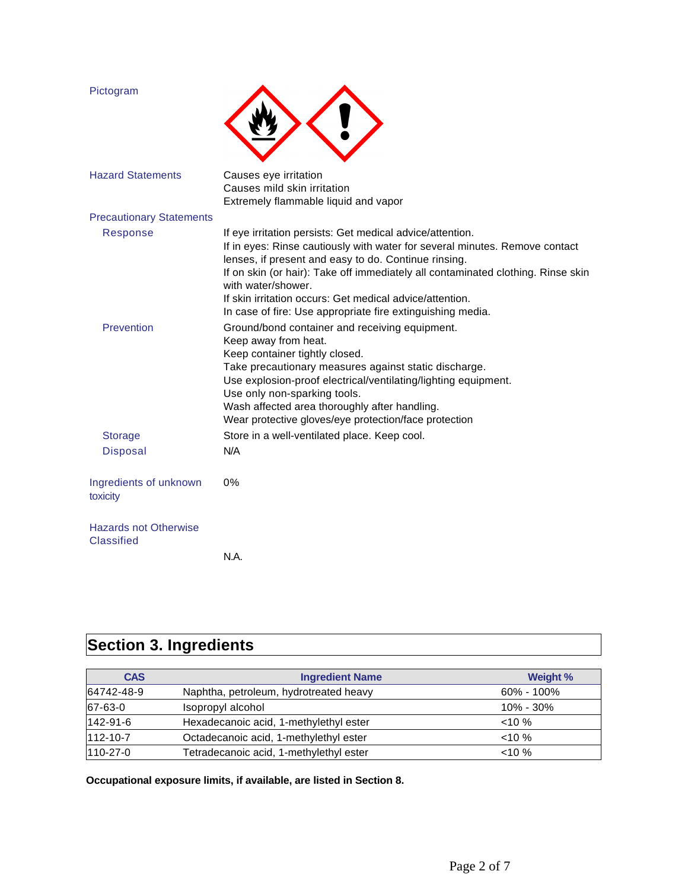**Pictogram**

**Hazard Statements**

Causes eye irritation
Causes mild skin irritation
Extremely flammable liquid and vapor

**Precautionary Statements**

**Response**

If eye irritation persists: Get medical advice/attention.
If in eyes: Rinse cautiously with water for several minutes. Remove contact lenses, if present and easy to do. Continue rinsing.
If on skin (or hair): Take off immediately all contaminated clothing. Rinse skin with water/shower.
If skin irritation occurs: Get medical advice/attention.
In case of fire: Use appropriate fire extinguishing media.

**Prevention**

Ground/bond container and receiving equipment.
Keep away from heat.
Keep container tightly closed.
Take precautionary measures against static discharge.
Use explosion-proof electrical/ventilating/lighting equipment.
Use only non-sparking tools.
Wash affected area thoroughly after handling.
Wear protective gloves/eye protection/face protection

**Storage**

Store in a well-ventilated place. Keep cool.

**Disposal**

N/A

**Ingredients of unknown toxicity**

0%

**Hazards not Otherwise Classified**

N.A.

## Section 3. Ingredients

| CAS | Ingredient Name | Weight % |
|---|---|---|
| 64742-48-9 | Naphtha, petroleum, hydrotreated heavy | 60% - 100% |
| 67-63-0 | Isopropyl alcohol | 10% - 30% |
| 142-91-6 | Hexadecanoic acid, 1-methylethyl ester | <10 % |
| 112-10-7 | Octadecanoic acid, 1-methylethyl ester | <10 % |
| 110-27-0 | Tetradecanoic acid, 1-methylethyl ester | <10 % |

**Occupational exposure limits, if available, are listed in Section 8.**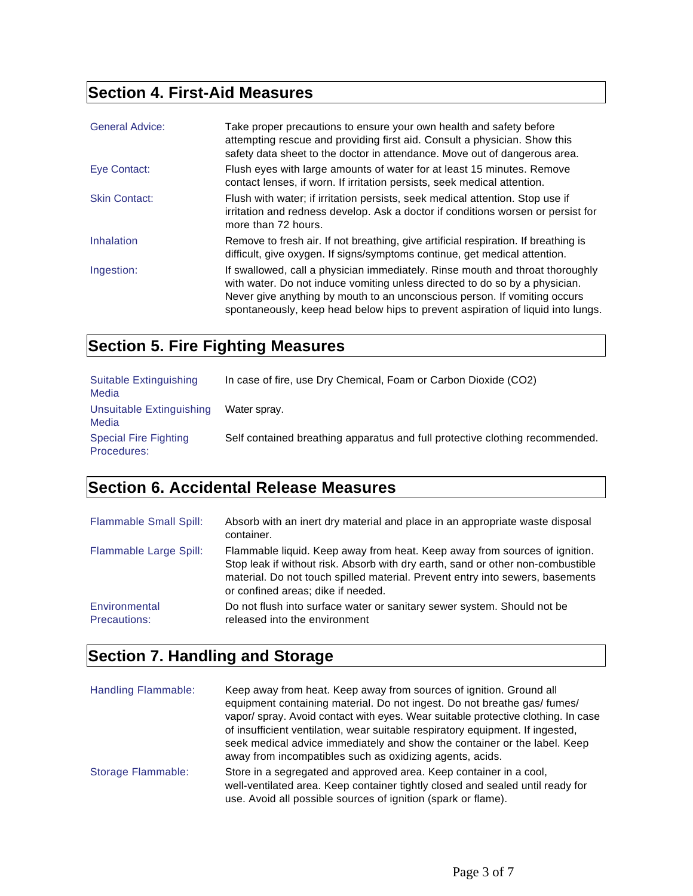## Section 4. First-Aid Measures

| | |
|---|---|
| General Advice: | Take proper precautions to ensure your own health and safety before attempting rescue and providing first aid. Consult a physician. Show this safety data sheet to the doctor in attendance. Move out of dangerous area. |
| Eye Contact: | Flush eyes with large amounts of water for at least 15 minutes. Remove contact lenses, if worn. If irritation persists, seek medical attention. |
| Skin Contact: | Flush with water; if irritation persists, seek medical attention. Stop use if irritation and redness develop. Ask a doctor if conditions worsen or persist for more than 72 hours. |
| Inhalation | Remove to fresh air. If not breathing, give artificial respiration. If breathing is difficult, give oxygen. If signs/symptoms continue, get medical attention. |
| Ingestion: | If swallowed, call a physician immediately. Rinse mouth and throat thoroughly with water. Do not induce vomiting unless directed to do so by a physician. Never give anything by mouth to an unconscious person. If vomiting occurs spontaneously, keep head below hips to prevent aspiration of liquid into lungs. |

## Section 5. Fire Fighting Measures

| | |
|---|---|
| Suitable Extinguishing Media | In case of fire, use Dry Chemical, Foam or Carbon Dioxide ($CO_2$) |
| Unsuitable Extinguishing Media | Water spray. |
| Special Fire Fighting Procedures: | Self contained breathing apparatus and full protective clothing recommended. |

## Section 6. Accidental Release Measures

| | |
|---|---|
| Flammable Small Spill: | Absorb with an inert dry material and place in an appropriate waste disposal container. |
| Flammable Large Spill: | Flammable liquid. Keep away from heat. Keep away from sources of ignition. Stop leak if without risk. Absorb with dry earth, sand or other non-combustible material. Do not touch spilled material. Prevent entry into sewers, basements or confined areas; dike if needed. |
| Environmental Precautions: | Do not flush into surface water or sanitary sewer system. Should not be released into the environment |

## Section 7. Handling and Storage

| | |
|---|---|
| Handling Flammable: | Keep away from heat. Keep away from sources of ignition. Ground all equipment containing material. Do not ingest. Do not breathe gas/ fumes/ vapor/ spray. Avoid contact with eyes. Wear suitable protective clothing. In case of insufficient ventilation, wear suitable respiratory equipment. If ingested, seek medical advice immediately and show the container or the label. Keep away from incompatibles such as oxidizing agents, acids. |
| Storage Flammable: | Store in a segregated and approved area. Keep container in a cool, well-ventilated area. Keep container tightly closed and sealed until ready for use. Avoid all possible sources of ignition (spark or flame). |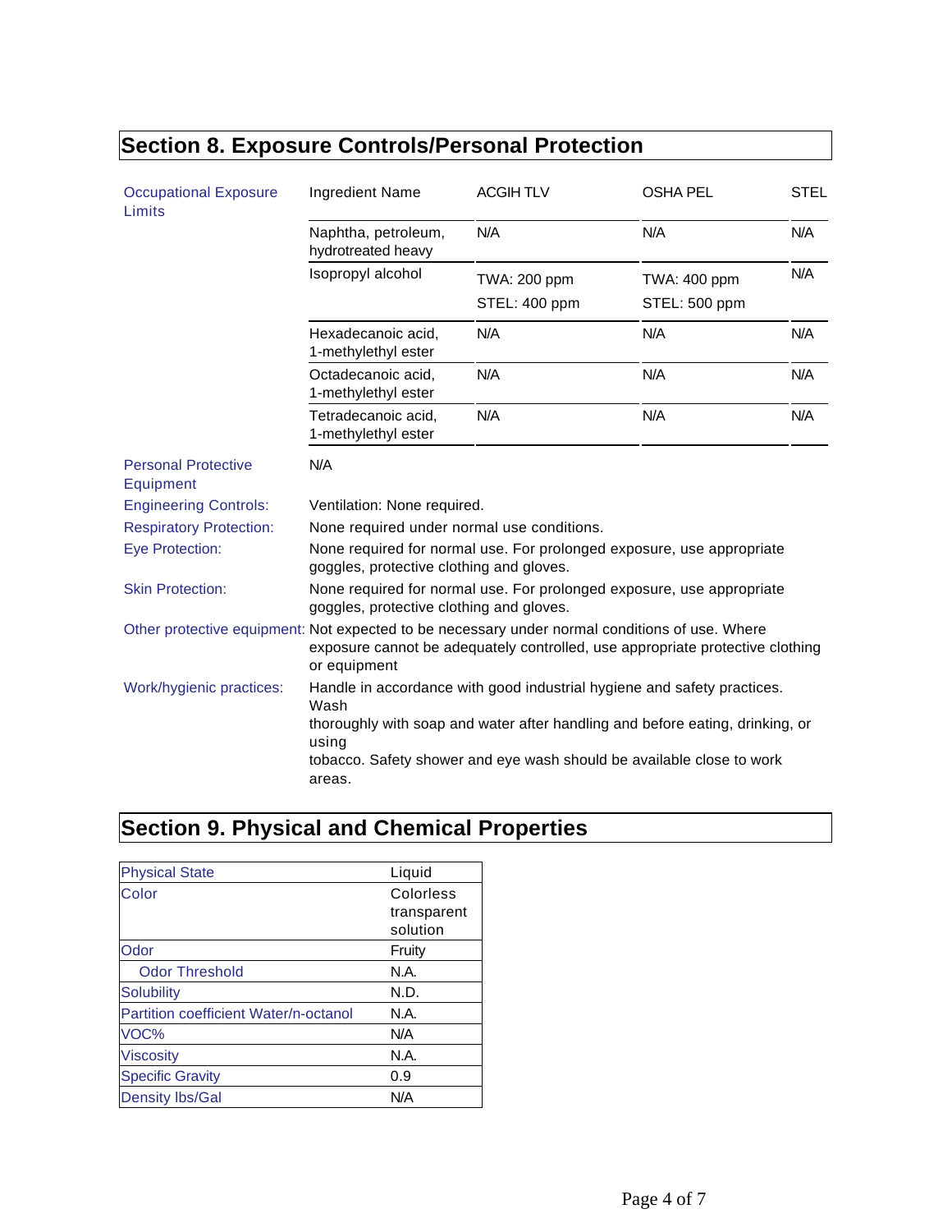## Section 8. Exposure Controls/Personal Protection

**Occupational Exposure Limits**

| Ingredient Name | ACGIH TLV | OSHA PEL | STEL |
|---|---|---|---|
| Naphtha, petroleum, hydrotreated heavy | N/A | N/A | N/A |
| Isopropyl alcohol | TWA: 200 ppm<br>STEL: 400 ppm | TWA: 400 ppm<br>STEL: 500 ppm | N/A |
| Hexadecanoic acid, 1-methylethyl ester | N/A | N/A | N/A |
| Octadecanoic acid, 1-methylethyl ester | N/A | N/A | N/A |
| Tetradecanoic acid, 1-methylethyl ester | N/A | N/A | N/A |

**Personal Protective Equipment:** N/A

**Engineering Controls:** Ventilation: None required.

**Respiratory Protection:** None required under normal use conditions.

**Eye Protection:** None required for normal use. For prolonged exposure, use appropriate goggles, protective clothing and gloves.

**Skin Protection:** None required for normal use. For prolonged exposure, use appropriate goggles, protective clothing and gloves.

**Other protective equipment:** Not expected to be necessary under normal conditions of use. Where exposure cannot be adequately controlled, use appropriate protective clothing or equipment

**Work/hygienic practices:** Handle in accordance with good industrial hygiene and safety practices. Wash thoroughly with soap and water after handling and before eating, drinking, or using tobacco. Safety shower and eye wash should be available close to work areas.

## Section 9. Physical and Chemical Properties

| Property | Value |
|---|---|
| Physical State | Liquid |
| Color | Colorless transparent solution |
| Odor | Fruity |
| Odor Threshold | N.A. |
| Solubility | N.D. |
| Partition coefficient Water/n-octanol | N.A. |
| VOC% | N/A |
| Viscosity | N.A. |
| Specific Gravity | 0.9 |
| Density lbs/Gal | N/A |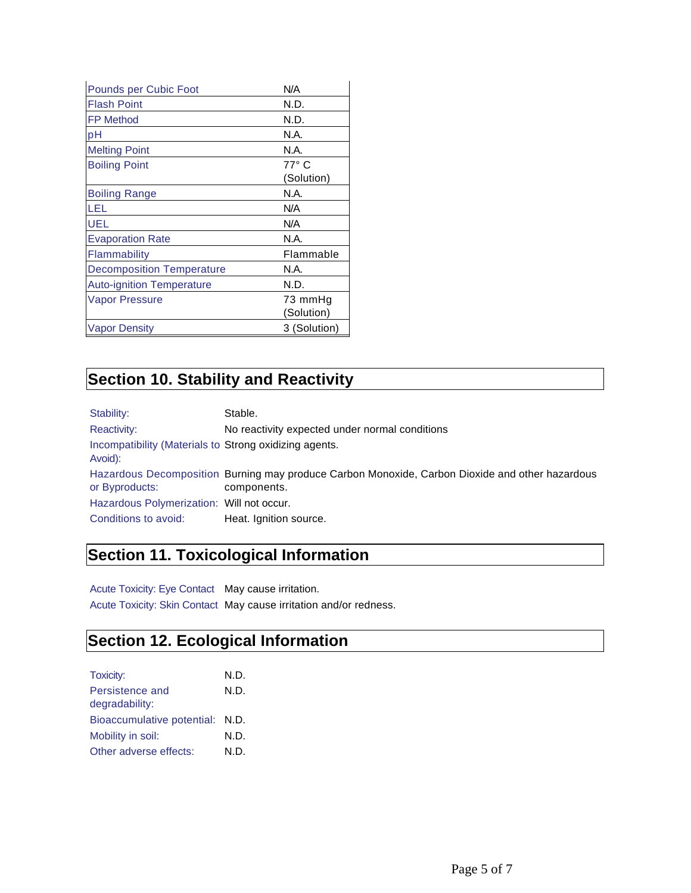| | |
|---|---|
| Pounds per Cubic Foot | N/A |
| Flash Point | N.D. |
| FP Method | N.D. |
| pH | N.A. |
| Melting Point | N.A. |
| Boiling Point | 77° C (Solution) |
| Boiling Range | N.A. |
| LEL | N/A |
| UEL | N/A |
| Evaporation Rate | N.A. |
| Flammability | Flammable |
| Decomposition Temperature | N.A. |
| Auto-ignition Temperature | N.D. |
| Vapor Pressure | 73 mmHg (Solution) |
| Vapor Density | 3 (Solution) |

## Section 10. Stability and Reactivity

| | |
|---|---|
| Stability: | Stable. |
| Reactivity: | No reactivity expected under normal conditions |
| Incompatibility (Materials to Avoid): | Strong oxidizing agents. |
| Hazardous Decomposition or Byproducts: | Burning may produce Carbon Monoxide, Carbon Dioxide and other hazardous components. |
| Hazardous Polymerization: | Will not occur. |
| Conditions to avoid: | Heat. Ignition source. |

## Section 11. Toxicological Information

| | |
|---|---|
| Acute Toxicity: Eye Contact | May cause irritation. |
| Acute Toxicity: Skin Contact | May cause irritation and/or redness. |

## Section 12. Ecological Information

| | |
|---|---|
| Toxicity: | N.D. |
| Persistence and degradability: | N.D. |
| Bioaccumulative potential: | N.D. |
| Mobility in soil: | N.D. |
| Other adverse effects: | N.D. |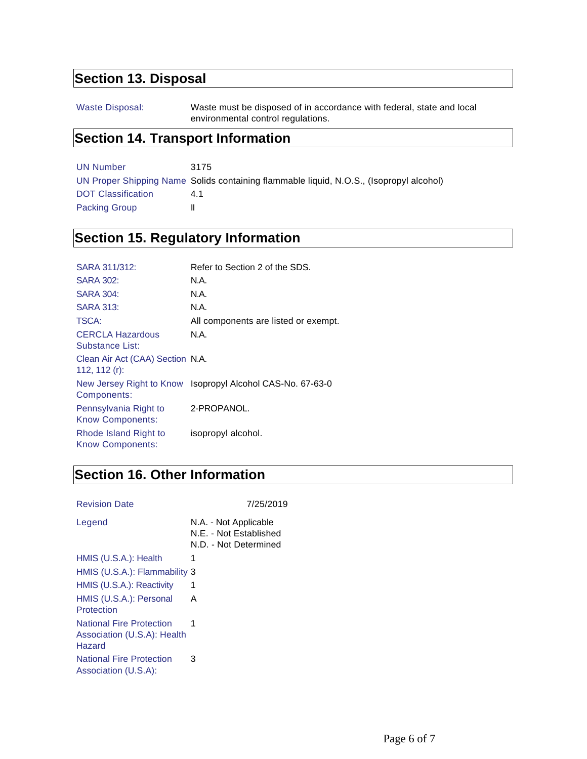## Section 13. Disposal

| | |
|---|---|
| Waste Disposal: | Waste must be disposed of in accordance with federal, state and local environmental control regulations. |

## Section 14. Transport Information

| | |
|---|---|
| UN Number | 3175 |
| UN Proper Shipping Name | Solids containing flammable liquid, N.O.S., (Isopropyl alcohol) |
| DOT Classification | 4.1 |
| Packing Group | II |

## Section 15. Regulatory Information

| | |
|---|---|
| SARA 311/312: | Refer to Section 2 of the SDS. |
| SARA 302: | N.A. |
| SARA 304: | N.A. |
| SARA 313: | N.A. |
| TSCA: | All components are listed or exempt. |
| CERCLA Hazardous Substance List: | N.A. |
| Clean Air Act (CAA) Section 112, 112 (r): | N.A. |
| New Jersey Right to Know Components: | Isopropyl Alcohol CAS-No. 67-63-0 |
| Pennsylvania Right to Know Components: | 2-PROPANOL. |
| Rhode Island Right to Know Components: | isopropyl alcohol. |

## Section 16. Other Information

| | |
|---|---|
| Revision Date | 7/25/2019 |
| Legend | N.A. - Not Applicable<br>N.E. - Not Established<br>N.D. - Not Determined |
| HMIS (U.S.A.): Health | 1 |
| HMIS (U.S.A.): Flammability | 3 |
| HMIS (U.S.A.): Reactivity | 1 |
| HMIS (U.S.A.): Personal Protection | A |
| National Fire Protection Association (U.S.A): Health Hazard | 1 |
| National Fire Protection Association (U.S.A): | 3 |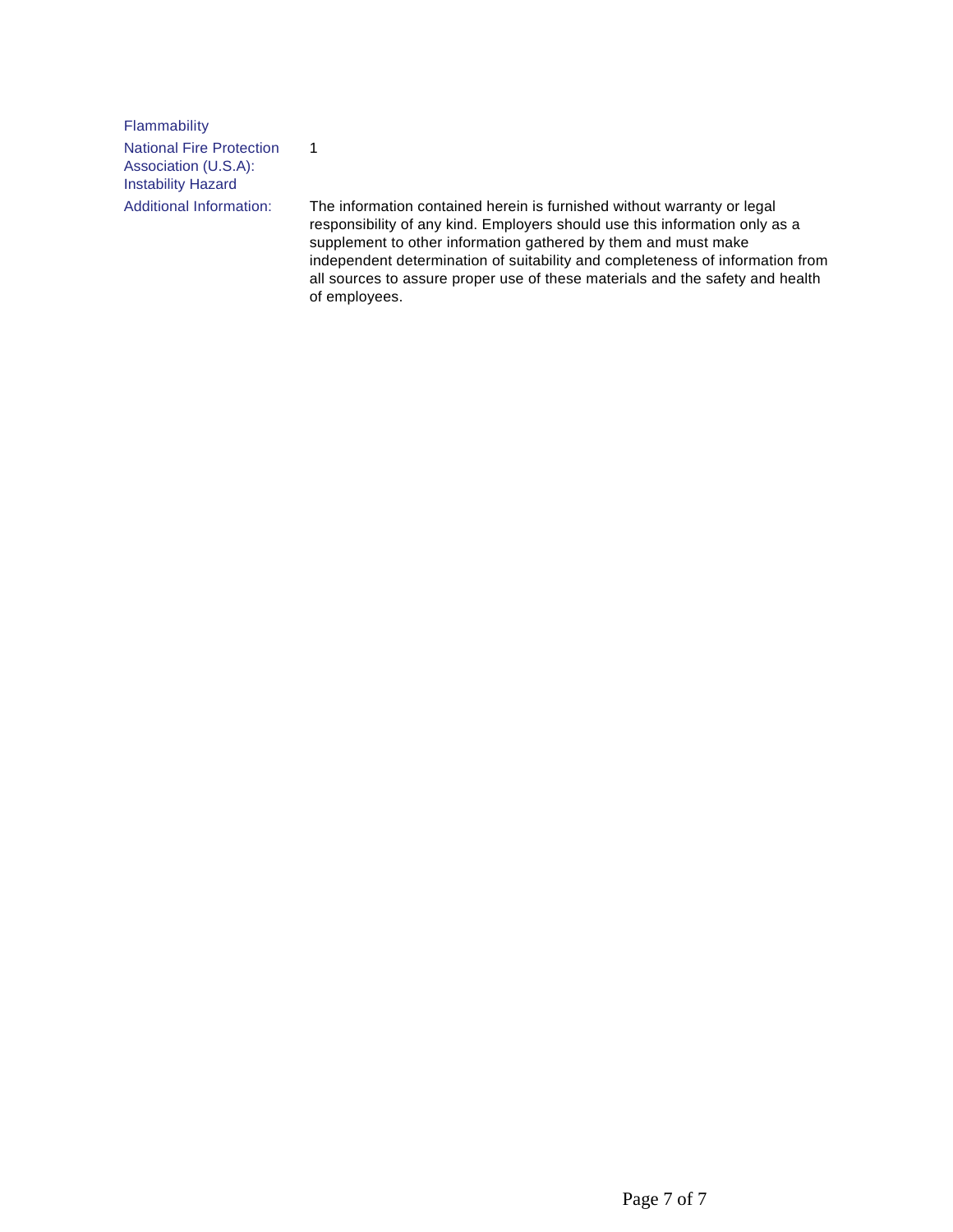Flammability

| | |
|---|---|
| National Fire Protection Association (U.S.A): Instability Hazard | 1 |
| Additional Information: | The information contained herein is furnished without warranty or legal responsibility of any kind. Employers should use this information only as a supplement to other information gathered by them and must make independent determination of suitability and completeness of information from all sources to assure proper use of these materials and the safety and health of employees. |